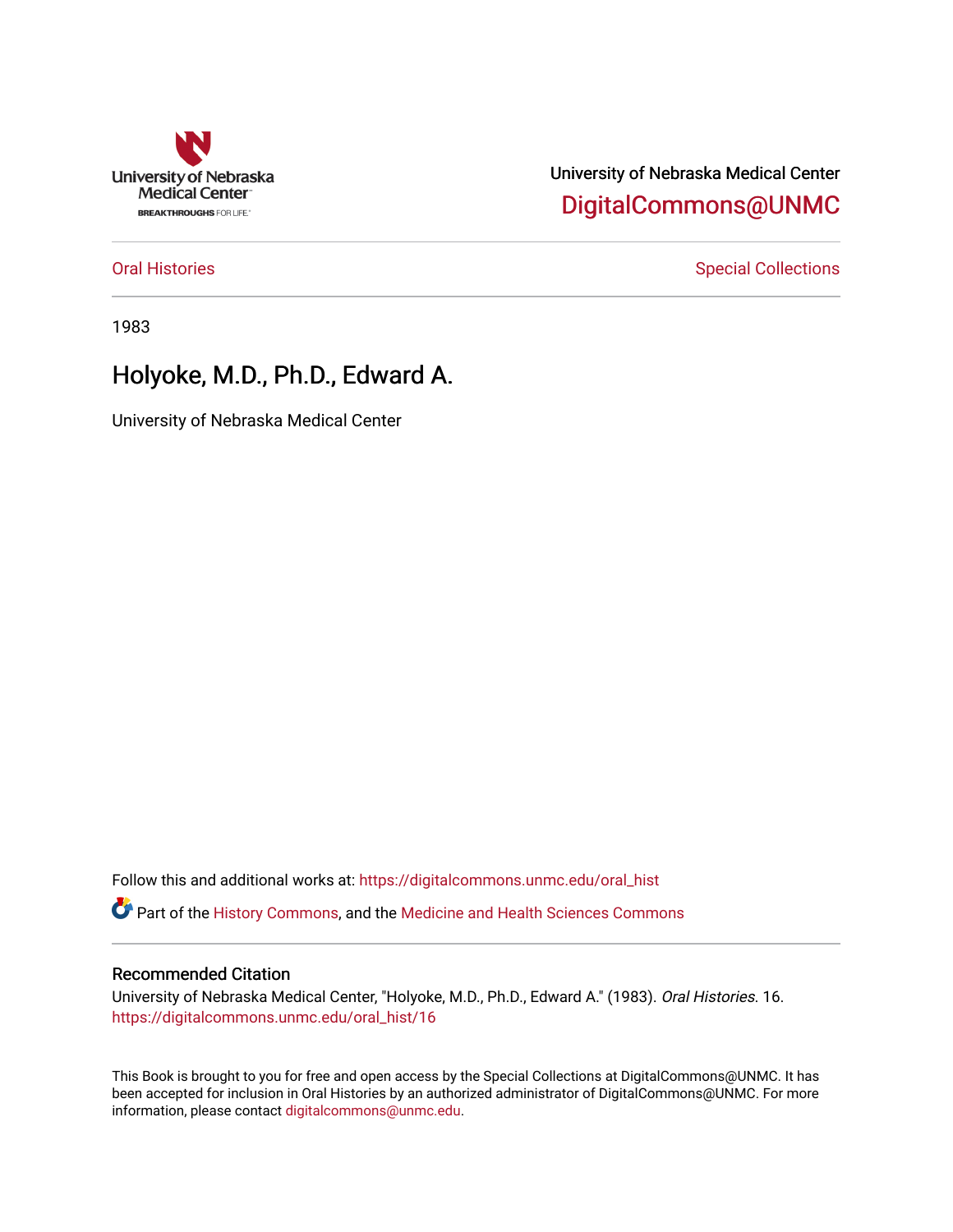University of Nebraska Medical Center

BREAKTHROUGHS FOR LIFE.

University of Nebraska Medical Center
DigitalCommons@UNMC

Oral Histories | Special Collections

1983

# Holyoke, M.D., Ph.D., Edward A.

University of Nebraska Medical Center

Follow this and additional works at: https://digitalcommons.unmc.edu/oral_hist

Part of the History Commons, and the Medicine and Health Sciences Commons

## Recommended Citation

University of Nebraska Medical Center, "Holyoke, M.D., Ph.D., Edward A." (1983). *Oral Histories*. 16.
https://digitalcommons.unmc.edu/oral_hist/16

This Book is brought to you for free and open access by the Special Collections at DigitalCommons@UNMC. It has been accepted for inclusion in Oral Histories by an authorized administrator of DigitalCommons@UNMC. For more information, please contact digitalcommons@unmc.edu.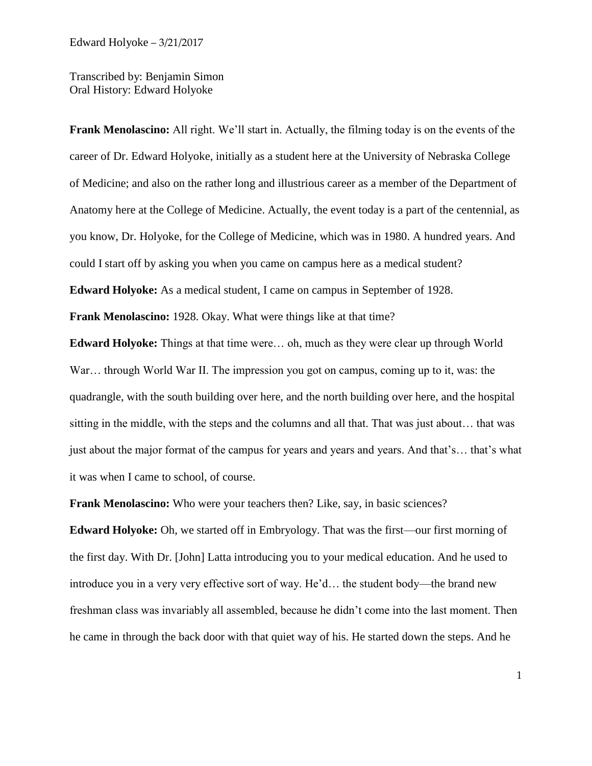Transcribed by: Benjamin Simon
Oral History: Edward Holyoke

**Frank Menolascino:** All right. We'll start in. Actually, the filming today is on the events of the career of Dr. Edward Holyoke, initially as a student here at the University of Nebraska College of Medicine; and also on the rather long and illustrious career as a member of the Department of Anatomy here at the College of Medicine. Actually, the event today is a part of the centennial, as you know, Dr. Holyoke, for the College of Medicine, which was in 1980. A hundred years. And could I start off by asking you when you came on campus here as a medical student?

**Edward Holyoke:** As a medical student, I came on campus in September of 1928.

**Frank Menolascino:** 1928. Okay. What were things like at that time?

**Edward Holyoke:** Things at that time were… oh, much as they were clear up through World War… through World War II. The impression you got on campus, coming up to it, was: the quadrangle, with the south building over here, and the north building over here, and the hospital sitting in the middle, with the steps and the columns and all that. That was just about… that was just about the major format of the campus for years and years and years. And that's… that's what it was when I came to school, of course.

**Frank Menolascino:** Who were your teachers then? Like, say, in basic sciences?

**Edward Holyoke:** Oh, we started off in Embryology. That was the first—our first morning of the first day. With Dr. [John] Latta introducing you to your medical education. And he used to introduce you in a very very effective sort of way. He'd… the student body—the brand new freshman class was invariably all assembled, because he didn't come into the last moment. Then he came in through the back door with that quiet way of his. He started down the steps. And he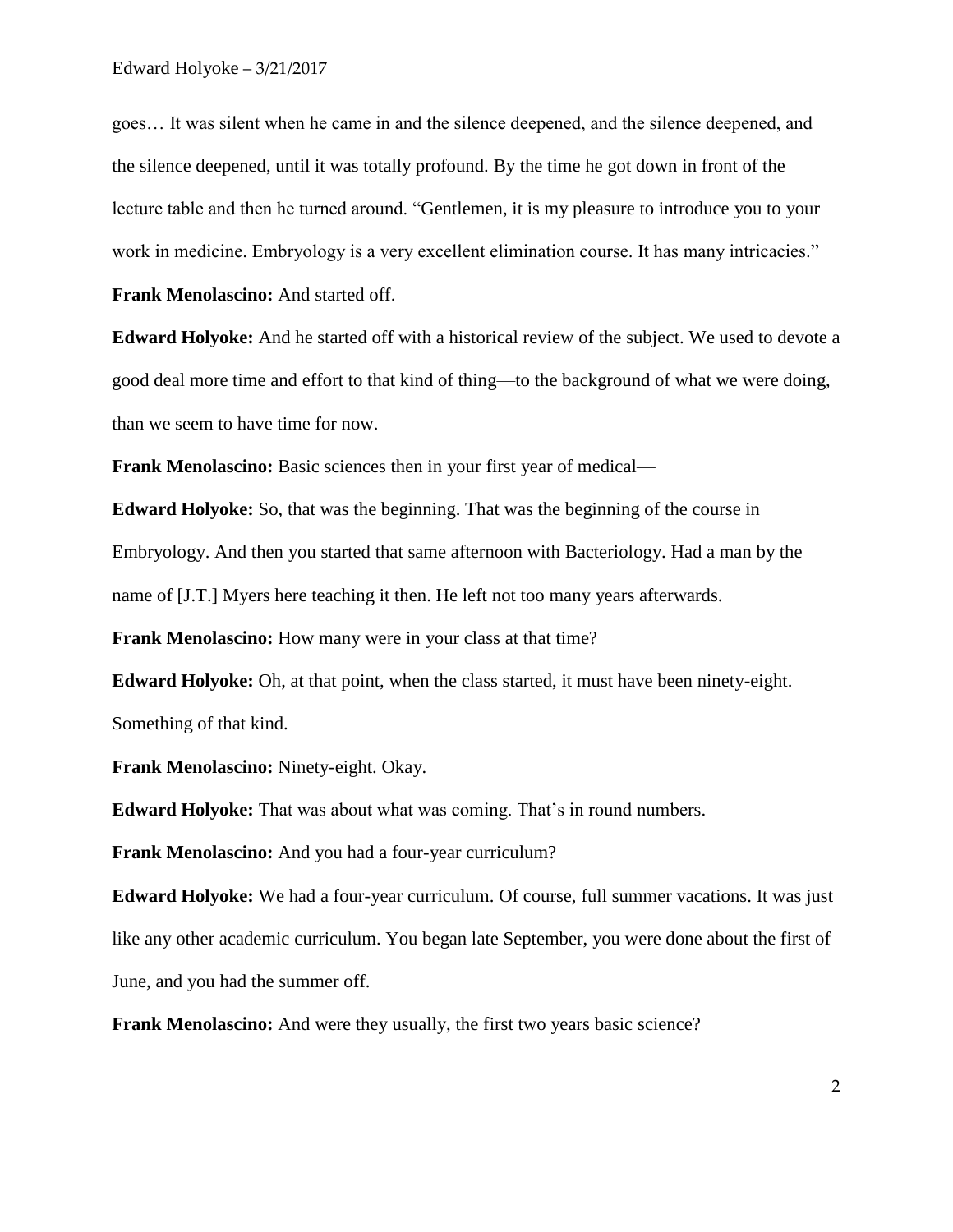goes… It was silent when he came in and the silence deepened, and the silence deepened, and the silence deepened, until it was totally profound. By the time he got down in front of the lecture table and then he turned around. "Gentlemen, it is my pleasure to introduce you to your work in medicine. Embryology is a very excellent elimination course. It has many intricacies."

**Frank Menolascino:** And started off.

**Edward Holyoke:** And he started off with a historical review of the subject. We used to devote a good deal more time and effort to that kind of thing—to the background of what we were doing, than we seem to have time for now.

**Frank Menolascino:** Basic sciences then in your first year of medical—

**Edward Holyoke:** So, that was the beginning. That was the beginning of the course in Embryology. And then you started that same afternoon with Bacteriology. Had a man by the name of [J.T.] Myers here teaching it then. He left not too many years afterwards.

**Frank Menolascino:** How many were in your class at that time?

**Edward Holyoke:** Oh, at that point, when the class started, it must have been ninety-eight. Something of that kind.

**Frank Menolascino:** Ninety-eight. Okay.

**Edward Holyoke:** That was about what was coming. That's in round numbers.

**Frank Menolascino:** And you had a four-year curriculum?

**Edward Holyoke:** We had a four-year curriculum. Of course, full summer vacations. It was just like any other academic curriculum. You began late September, you were done about the first of June, and you had the summer off.

**Frank Menolascino:** And were they usually, the first two years basic science?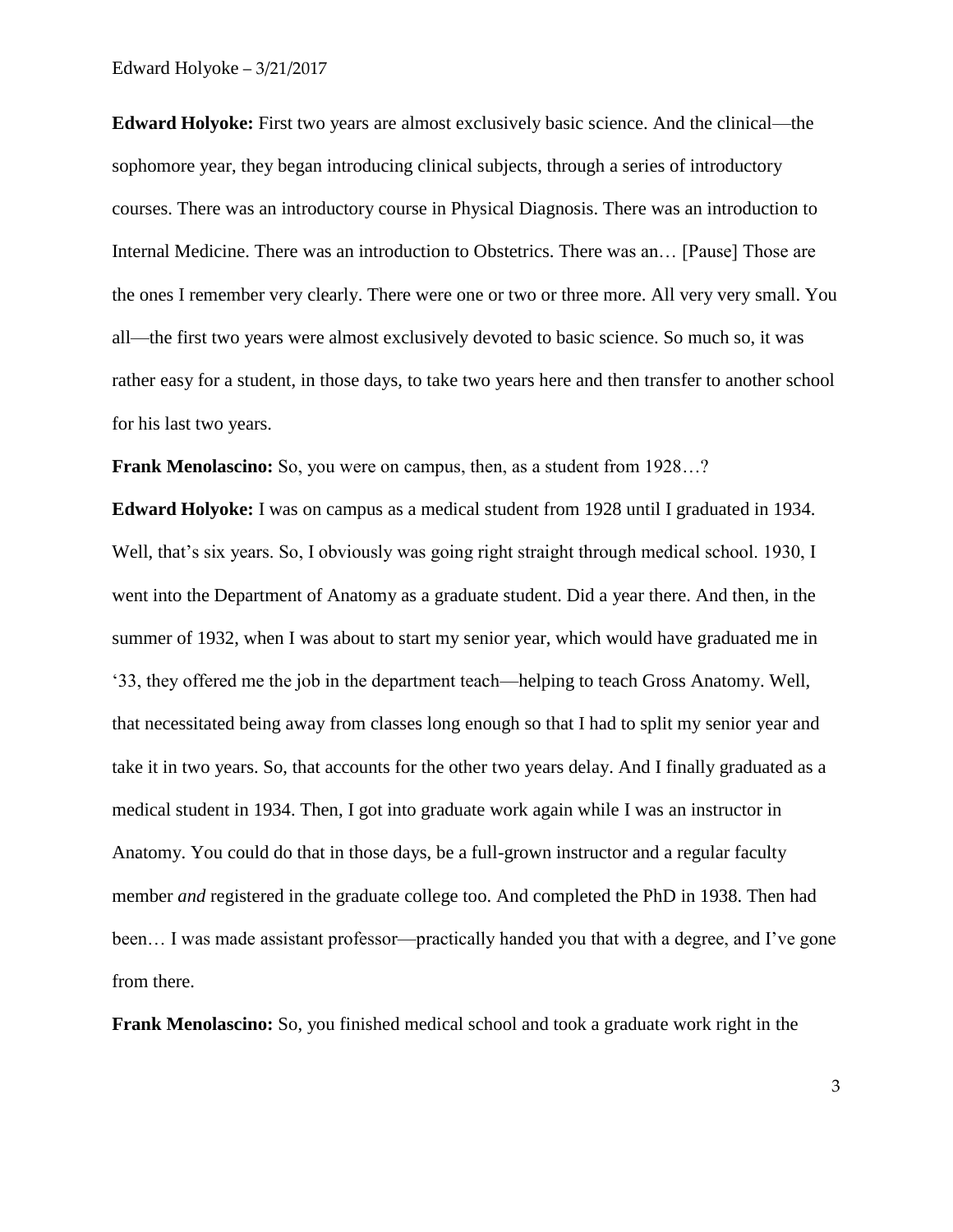**Edward Holyoke:** First two years are almost exclusively basic science. And the clinical—the sophomore year, they began introducing clinical subjects, through a series of introductory courses. There was an introductory course in Physical Diagnosis. There was an introduction to Internal Medicine. There was an introduction to Obstetrics. There was an… [Pause] Those are the ones I remember very clearly. There were one or two or three more. All very very small. You all—the first two years were almost exclusively devoted to basic science. So much so, it was rather easy for a student, in those days, to take two years here and then transfer to another school for his last two years.

**Frank Menolascino:** So, you were on campus, then, as a student from 1928…?

**Edward Holyoke:** I was on campus as a medical student from 1928 until I graduated in 1934. Well, that's six years. So, I obviously was going right straight through medical school. 1930, I went into the Department of Anatomy as a graduate student. Did a year there. And then, in the summer of 1932, when I was about to start my senior year, which would have graduated me in '33, they offered me the job in the department teach—helping to teach Gross Anatomy. Well, that necessitated being away from classes long enough so that I had to split my senior year and take it in two years. So, that accounts for the other two years delay. And I finally graduated as a medical student in 1934. Then, I got into graduate work again while I was an instructor in Anatomy. You could do that in those days, be a full-grown instructor and a regular faculty member *and* registered in the graduate college too. And completed the PhD in 1938. Then had been… I was made assistant professor—practically handed you that with a degree, and I've gone from there.

**Frank Menolascino:** So, you finished medical school and took a graduate work right in the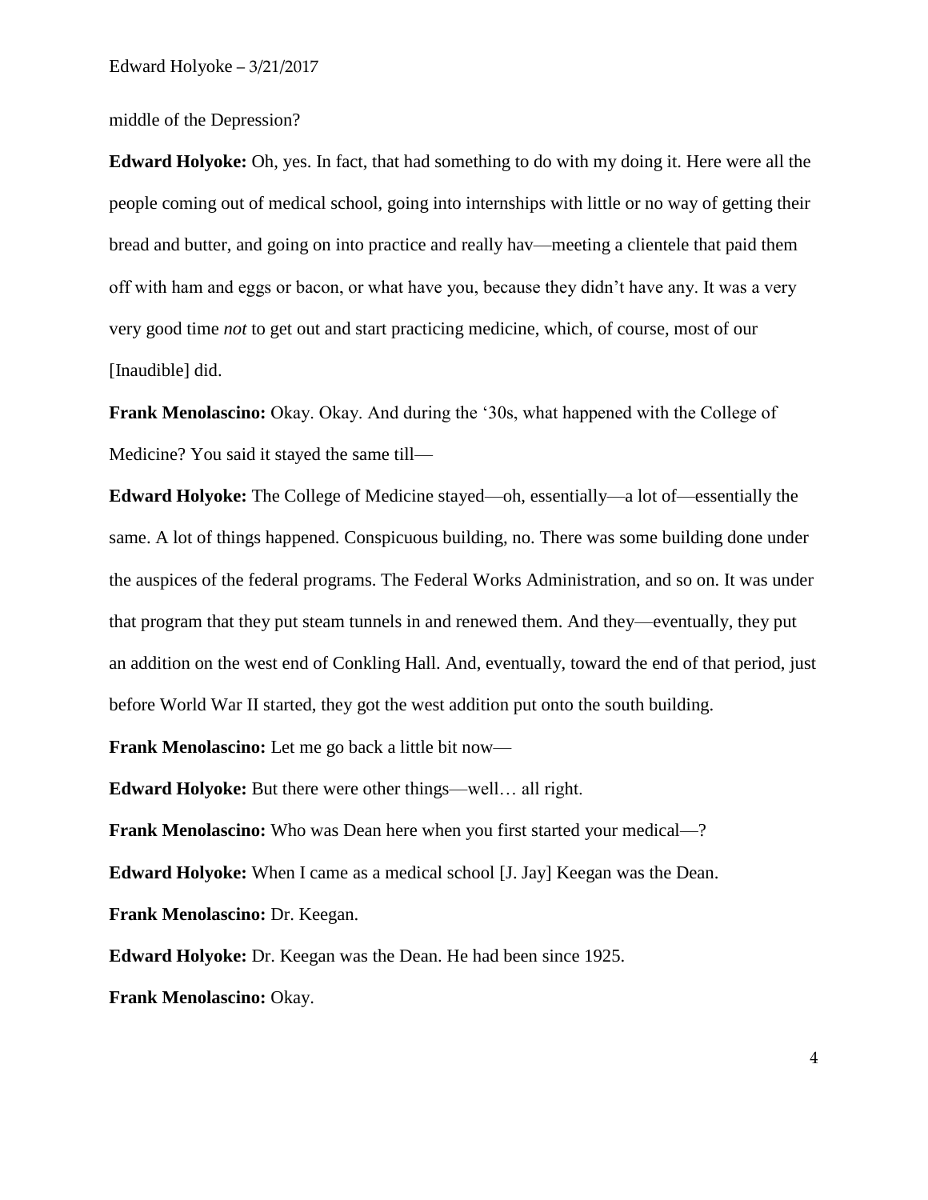middle of the Depression?

**Edward Holyoke:** Oh, yes. In fact, that had something to do with my doing it. Here were all the people coming out of medical school, going into internships with little or no way of getting their bread and butter, and going on into practice and really hav—meeting a clientele that paid them off with ham and eggs or bacon, or what have you, because they didn't have any. It was a very very good time *not* to get out and start practicing medicine, which, of course, most of our [Inaudible] did.

**Frank Menolascino:** Okay. Okay. And during the '30s, what happened with the College of Medicine? You said it stayed the same till—

**Edward Holyoke:** The College of Medicine stayed—oh, essentially—a lot of—essentially the same. A lot of things happened. Conspicuous building, no. There was some building done under the auspices of the federal programs. The Federal Works Administration, and so on. It was under that program that they put steam tunnels in and renewed them. And they—eventually, they put an addition on the west end of Conkling Hall. And, eventually, toward the end of that period, just before World War II started, they got the west addition put onto the south building.

**Frank Menolascino:** Let me go back a little bit now—

**Edward Holyoke:** But there were other things—well… all right.

**Frank Menolascino:** Who was Dean here when you first started your medical—?

**Edward Holyoke:** When I came as a medical school [J. Jay] Keegan was the Dean.

**Frank Menolascino:** Dr. Keegan.

**Edward Holyoke:** Dr. Keegan was the Dean. He had been since 1925.

**Frank Menolascino:** Okay.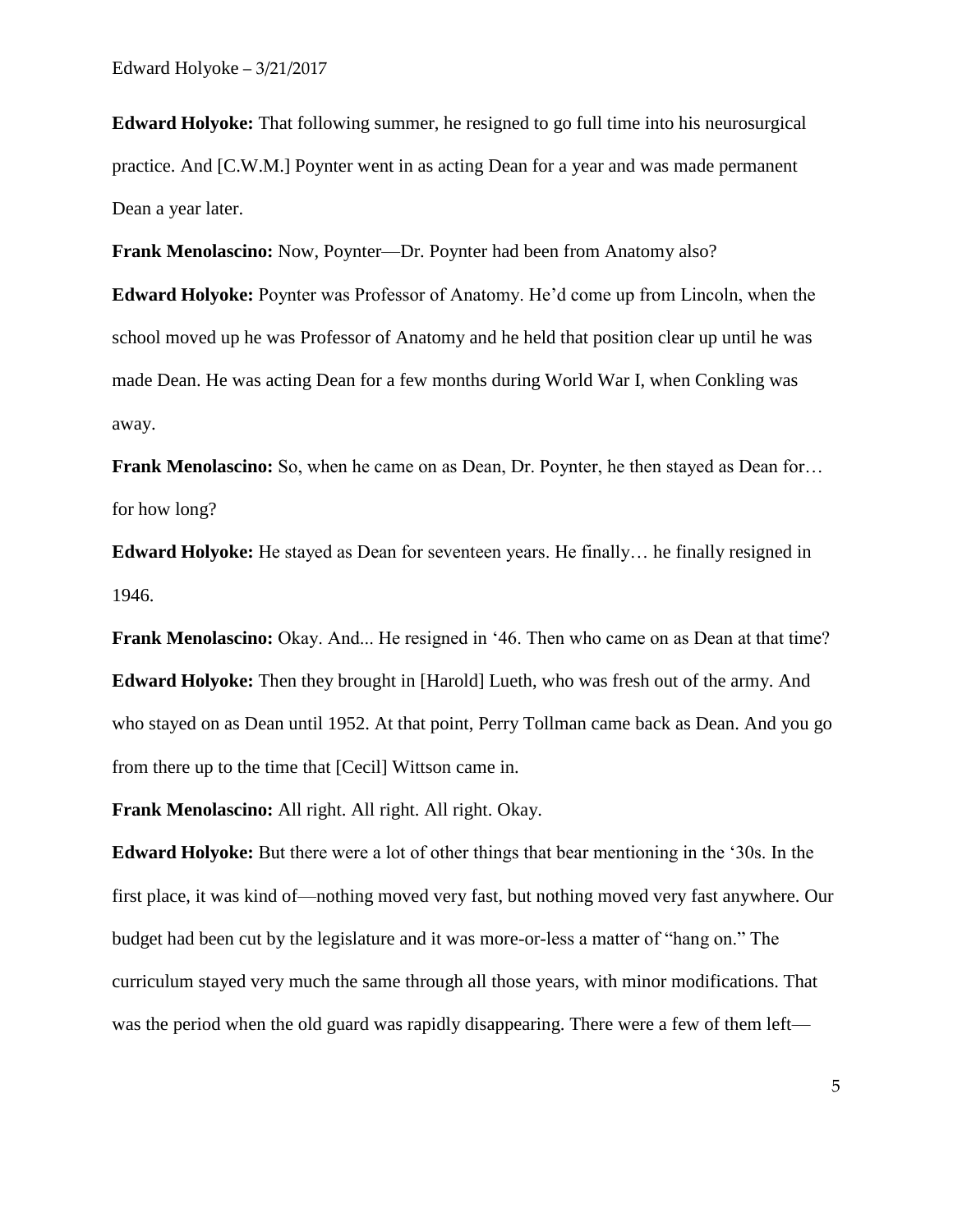**Edward Holyoke:** That following summer, he resigned to go full time into his neurosurgical practice. And [C.W.M.] Poynter went in as acting Dean for a year and was made permanent Dean a year later.

**Frank Menolascino:** Now, Poynter—Dr. Poynter had been from Anatomy also?

**Edward Holyoke:** Poynter was Professor of Anatomy. He'd come up from Lincoln, when the school moved up he was Professor of Anatomy and he held that position clear up until he was made Dean. He was acting Dean for a few months during World War I, when Conkling was away.

**Frank Menolascino:** So, when he came on as Dean, Dr. Poynter, he then stayed as Dean for… for how long?

**Edward Holyoke:** He stayed as Dean for seventeen years. He finally… he finally resigned in 1946.

**Frank Menolascino:** Okay. And... He resigned in '46. Then who came on as Dean at that time?

**Edward Holyoke:** Then they brought in [Harold] Lueth, who was fresh out of the army. And who stayed on as Dean until 1952. At that point, Perry Tollman came back as Dean. And you go from there up to the time that [Cecil] Wittson came in.

**Frank Menolascino:** All right. All right. All right. Okay.

**Edward Holyoke:** But there were a lot of other things that bear mentioning in the '30s. In the first place, it was kind of—nothing moved very fast, but nothing moved very fast anywhere. Our budget had been cut by the legislature and it was more-or-less a matter of "hang on." The curriculum stayed very much the same through all those years, with minor modifications. That was the period when the old guard was rapidly disappearing. There were a few of them left—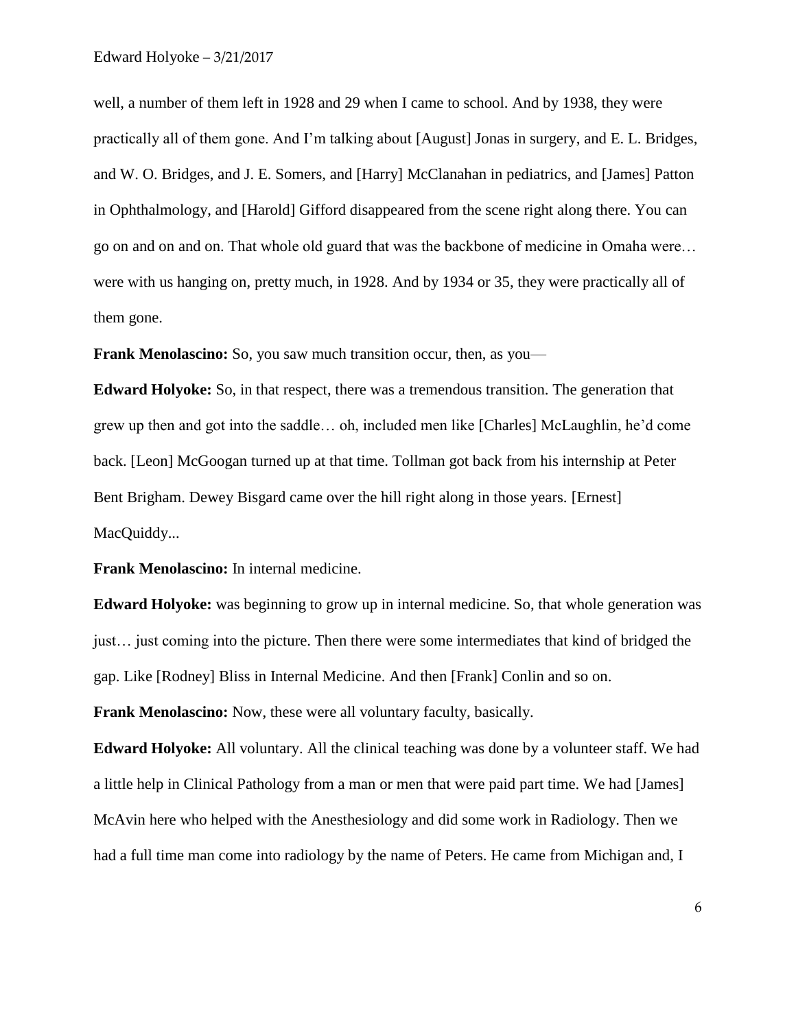well, a number of them left in 1928 and 29 when I came to school. And by 1938, they were practically all of them gone. And I'm talking about [August] Jonas in surgery, and E. L. Bridges, and W. O. Bridges, and J. E. Somers, and [Harry] McClanahan in pediatrics, and [James] Patton in Ophthalmology, and [Harold] Gifford disappeared from the scene right along there. You can go on and on and on. That whole old guard that was the backbone of medicine in Omaha were… were with us hanging on, pretty much, in 1928. And by 1934 or 35, they were practically all of them gone.

**Frank Menolascino:** So, you saw much transition occur, then, as you—

**Edward Holyoke:** So, in that respect, there was a tremendous transition. The generation that grew up then and got into the saddle… oh, included men like [Charles] McLaughlin, he'd come back. [Leon] McGoogan turned up at that time. Tollman got back from his internship at Peter Bent Brigham. Dewey Bisgard came over the hill right along in those years. [Ernest] MacQuiddy...

**Frank Menolascino:** In internal medicine.

**Edward Holyoke:** was beginning to grow up in internal medicine. So, that whole generation was just… just coming into the picture. Then there were some intermediates that kind of bridged the gap. Like [Rodney] Bliss in Internal Medicine. And then [Frank] Conlin and so on.

**Frank Menolascino:** Now, these were all voluntary faculty, basically.

**Edward Holyoke:** All voluntary. All the clinical teaching was done by a volunteer staff. We had a little help in Clinical Pathology from a man or men that were paid part time. We had [James] McAvin here who helped with the Anesthesiology and did some work in Radiology. Then we had a full time man come into radiology by the name of Peters. He came from Michigan and, I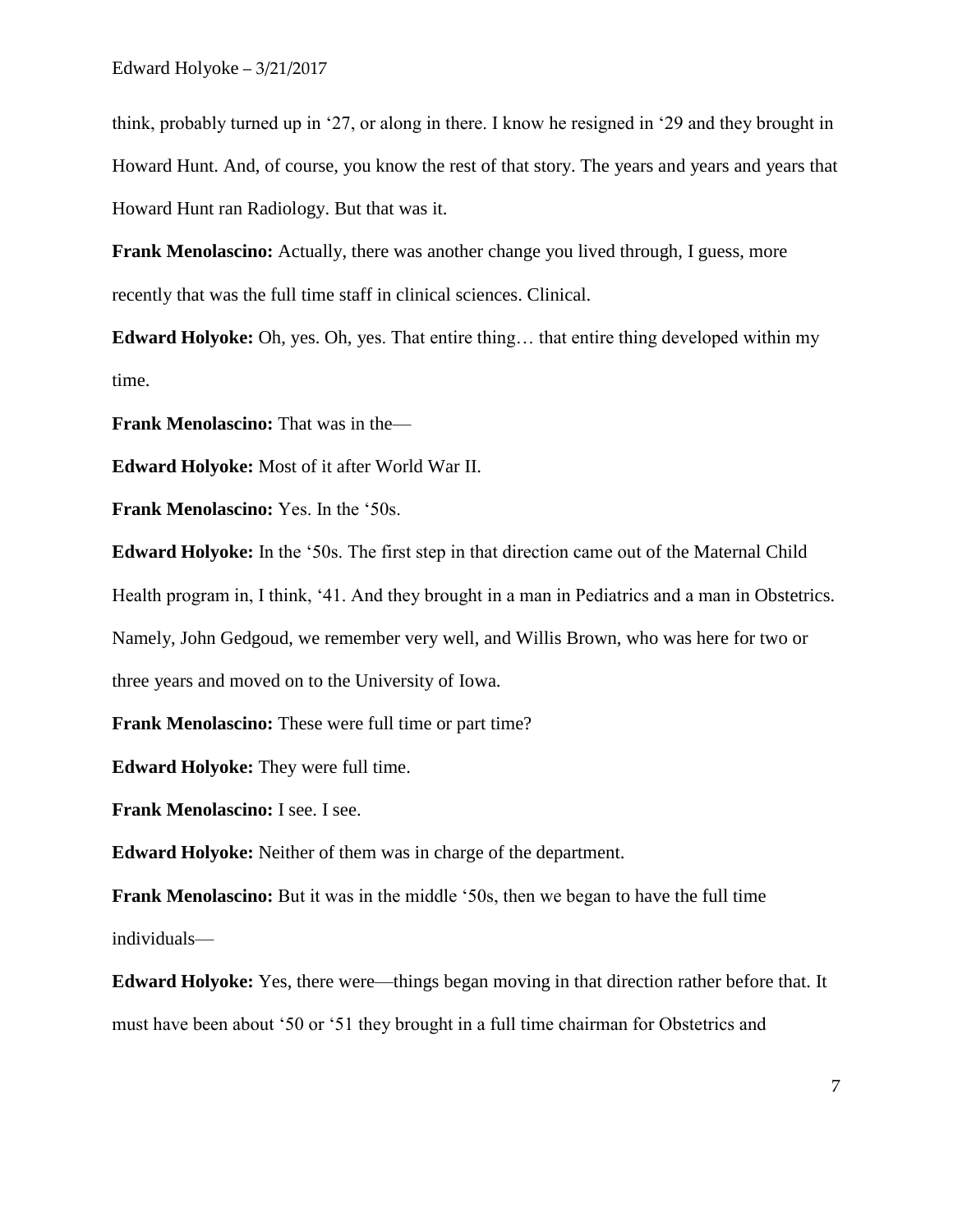think, probably turned up in ‘27, or along in there. I know he resigned in ‘29 and they brought in Howard Hunt. And, of course, you know the rest of that story. The years and years and years that Howard Hunt ran Radiology. But that was it.

**Frank Menolascino:** Actually, there was another change you lived through, I guess, more recently that was the full time staff in clinical sciences. Clinical.

**Edward Holyoke:** Oh, yes. Oh, yes. That entire thing… that entire thing developed within my time.

**Frank Menolascino:** That was in the—

**Edward Holyoke:** Most of it after World War II.

**Frank Menolascino:** Yes. In the ‘50s.

**Edward Holyoke:** In the ‘50s. The first step in that direction came out of the Maternal Child Health program in, I think, ‘41. And they brought in a man in Pediatrics and a man in Obstetrics. Namely, John Gedgoud, we remember very well, and Willis Brown, who was here for two or three years and moved on to the University of Iowa.

**Frank Menolascino:** These were full time or part time?

**Edward Holyoke:** They were full time.

**Frank Menolascino:** I see. I see.

**Edward Holyoke:** Neither of them was in charge of the department.

**Frank Menolascino:** But it was in the middle ‘50s, then we began to have the full time individuals—

**Edward Holyoke:** Yes, there were—things began moving in that direction rather before that. It must have been about ‘50 or ‘51 they brought in a full time chairman for Obstetrics and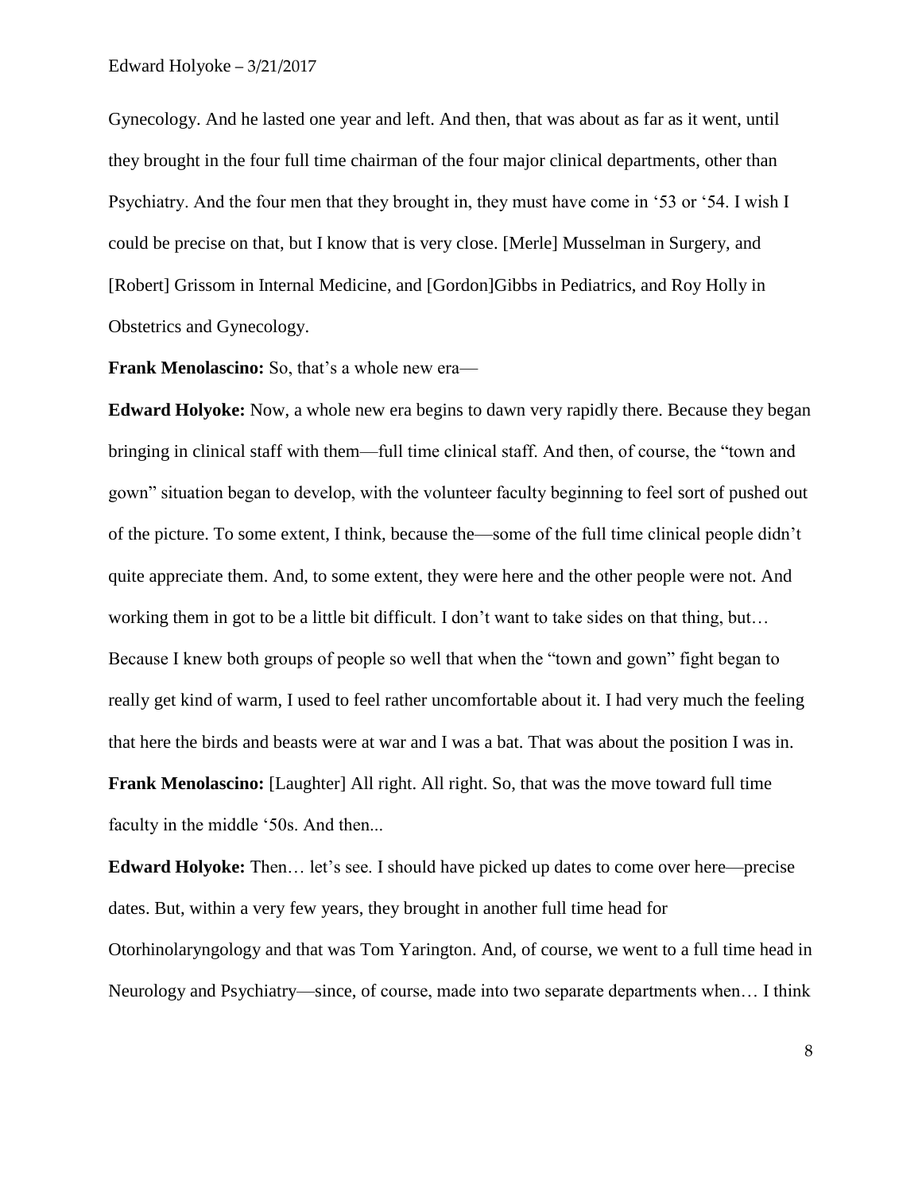Gynecology. And he lasted one year and left. And then, that was about as far as it went, until they brought in the four full time chairman of the four major clinical departments, other than Psychiatry. And the four men that they brought in, they must have come in '53 or '54. I wish I could be precise on that, but I know that is very close. [Merle] Musselman in Surgery, and [Robert] Grissom in Internal Medicine, and [Gordon]Gibbs in Pediatrics, and Roy Holly in Obstetrics and Gynecology.

**Frank Menolascino:** So, that's a whole new era—

**Edward Holyoke:** Now, a whole new era begins to dawn very rapidly there. Because they began bringing in clinical staff with them—full time clinical staff. And then, of course, the "town and gown" situation began to develop, with the volunteer faculty beginning to feel sort of pushed out of the picture. To some extent, I think, because the—some of the full time clinical people didn't quite appreciate them. And, to some extent, they were here and the other people were not. And working them in got to be a little bit difficult. I don't want to take sides on that thing, but… Because I knew both groups of people so well that when the "town and gown" fight began to really get kind of warm, I used to feel rather uncomfortable about it. I had very much the feeling that here the birds and beasts were at war and I was a bat. That was about the position I was in.

**Frank Menolascino:** [Laughter] All right. All right. So, that was the move toward full time faculty in the middle '50s. And then...

**Edward Holyoke:** Then… let's see. I should have picked up dates to come over here—precise dates. But, within a very few years, they brought in another full time head for Otorhinolaryngology and that was Tom Yarington. And, of course, we went to a full time head in Neurology and Psychiatry—since, of course, made into two separate departments when… I think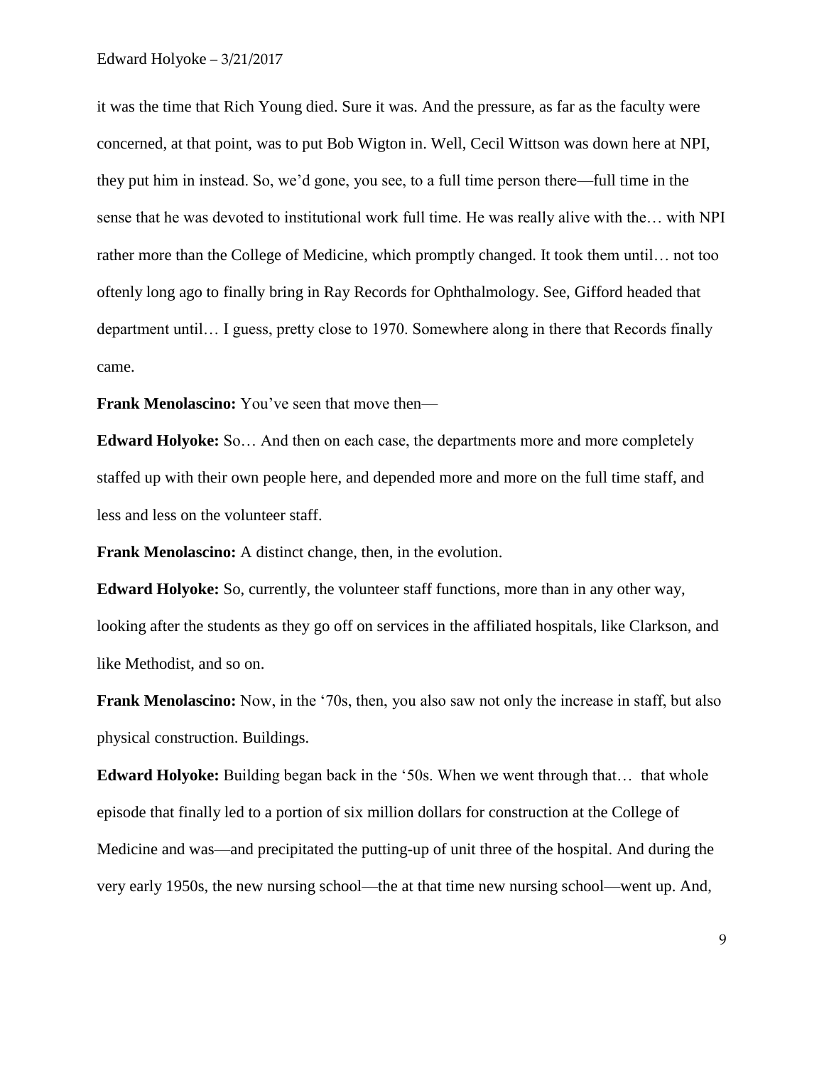it was the time that Rich Young died. Sure it was. And the pressure, as far as the faculty were concerned, at that point, was to put Bob Wigton in. Well, Cecil Wittson was down here at NPI, they put him in instead. So, we'd gone, you see, to a full time person there—full time in the sense that he was devoted to institutional work full time. He was really alive with the… with NPI rather more than the College of Medicine, which promptly changed. It took them until… not too oftenly long ago to finally bring in Ray Records for Ophthalmology. See, Gifford headed that department until… I guess, pretty close to 1970. Somewhere along in there that Records finally came.

**Frank Menolascino:** You've seen that move then—

**Edward Holyoke:** So… And then on each case, the departments more and more completely staffed up with their own people here, and depended more and more on the full time staff, and less and less on the volunteer staff.

**Frank Menolascino:** A distinct change, then, in the evolution.

**Edward Holyoke:** So, currently, the volunteer staff functions, more than in any other way, looking after the students as they go off on services in the affiliated hospitals, like Clarkson, and like Methodist, and so on.

**Frank Menolascino:** Now, in the '70s, then, you also saw not only the increase in staff, but also physical construction. Buildings.

**Edward Holyoke:** Building began back in the '50s. When we went through that… that whole episode that finally led to a portion of six million dollars for construction at the College of Medicine and was—and precipitated the putting-up of unit three of the hospital. And during the very early 1950s, the new nursing school—the at that time new nursing school—went up. And,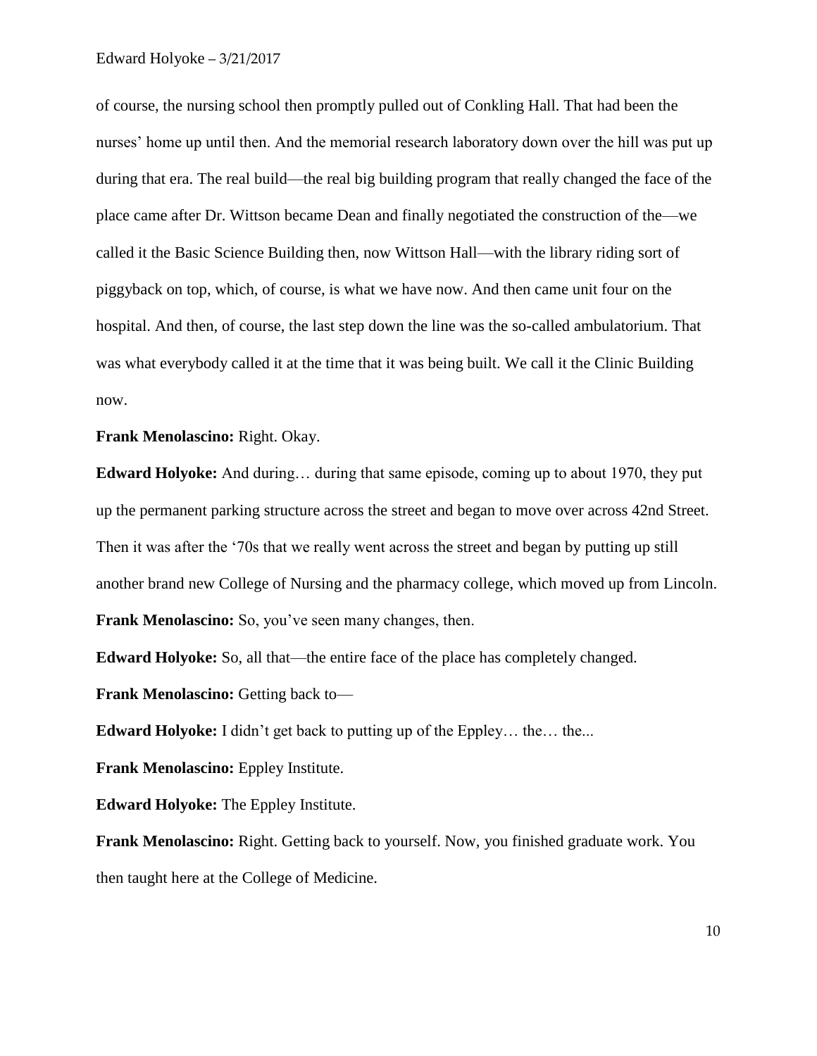of course, the nursing school then promptly pulled out of Conkling Hall. That had been the nurses' home up until then. And the memorial research laboratory down over the hill was put up during that era. The real build—the real big building program that really changed the face of the place came after Dr. Wittson became Dean and finally negotiated the construction of the—we called it the Basic Science Building then, now Wittson Hall—with the library riding sort of piggyback on top, which, of course, is what we have now. And then came unit four on the hospital. And then, of course, the last step down the line was the so-called ambulatorium. That was what everybody called it at the time that it was being built. We call it the Clinic Building now.

**Frank Menolascino:** Right. Okay.

**Edward Holyoke:** And during… during that same episode, coming up to about 1970, they put up the permanent parking structure across the street and began to move over across 42nd Street. Then it was after the '70s that we really went across the street and began by putting up still another brand new College of Nursing and the pharmacy college, which moved up from Lincoln.

**Frank Menolascino:** So, you've seen many changes, then.

**Edward Holyoke:** So, all that—the entire face of the place has completely changed.

**Frank Menolascino:** Getting back to—

**Edward Holyoke:** I didn't get back to putting up of the Eppley… the… the...

**Frank Menolascino:** Eppley Institute.

**Edward Holyoke:** The Eppley Institute.

**Frank Menolascino:** Right. Getting back to yourself. Now, you finished graduate work. You then taught here at the College of Medicine.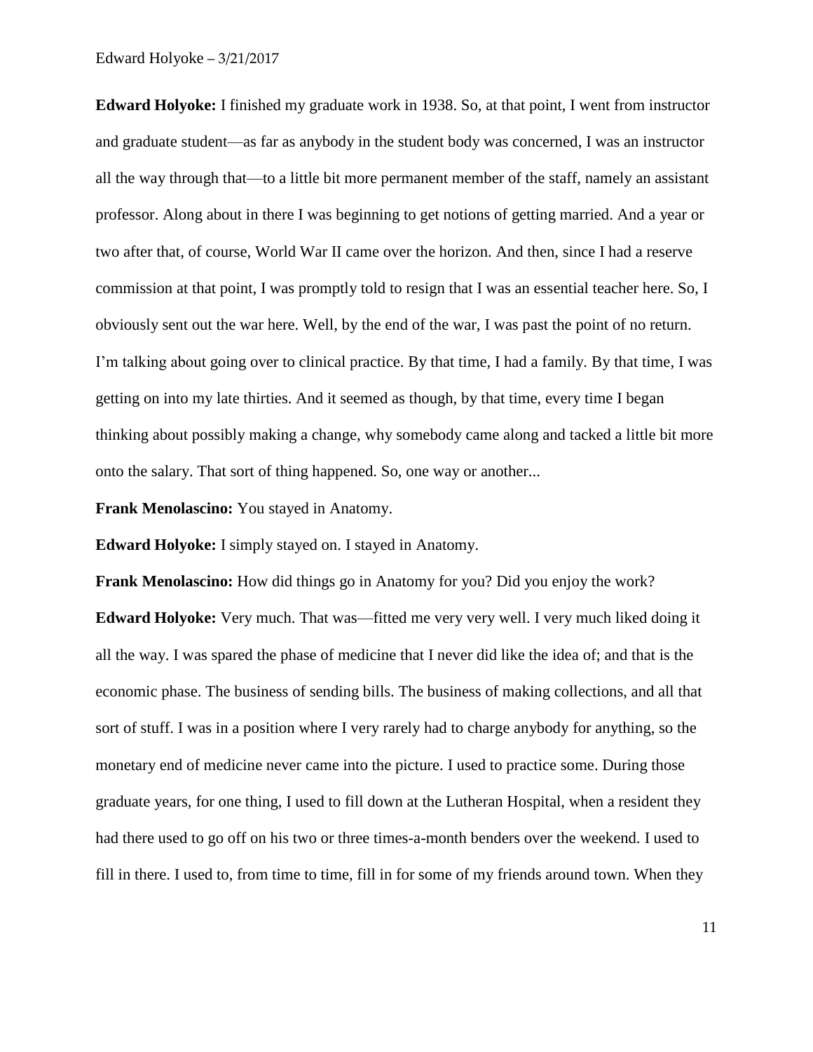**Edward Holyoke:** I finished my graduate work in 1938. So, at that point, I went from instructor and graduate student—as far as anybody in the student body was concerned, I was an instructor all the way through that—to a little bit more permanent member of the staff, namely an assistant professor. Along about in there I was beginning to get notions of getting married. And a year or two after that, of course, World War II came over the horizon. And then, since I had a reserve commission at that point, I was promptly told to resign that I was an essential teacher here. So, I obviously sent out the war here. Well, by the end of the war, I was past the point of no return. I'm talking about going over to clinical practice. By that time, I had a family. By that time, I was getting on into my late thirties. And it seemed as though, by that time, every time I began thinking about possibly making a change, why somebody came along and tacked a little bit more onto the salary. That sort of thing happened. So, one way or another...

**Frank Menolascino:** You stayed in Anatomy.

**Edward Holyoke:** I simply stayed on. I stayed in Anatomy.

**Frank Menolascino:** How did things go in Anatomy for you? Did you enjoy the work?

**Edward Holyoke:** Very much. That was—fitted me very very well. I very much liked doing it all the way. I was spared the phase of medicine that I never did like the idea of; and that is the economic phase. The business of sending bills. The business of making collections, and all that sort of stuff. I was in a position where I very rarely had to charge anybody for anything, so the monetary end of medicine never came into the picture. I used to practice some. During those graduate years, for one thing, I used to fill down at the Lutheran Hospital, when a resident they had there used to go off on his two or three times-a-month benders over the weekend. I used to fill in there. I used to, from time to time, fill in for some of my friends around town. When they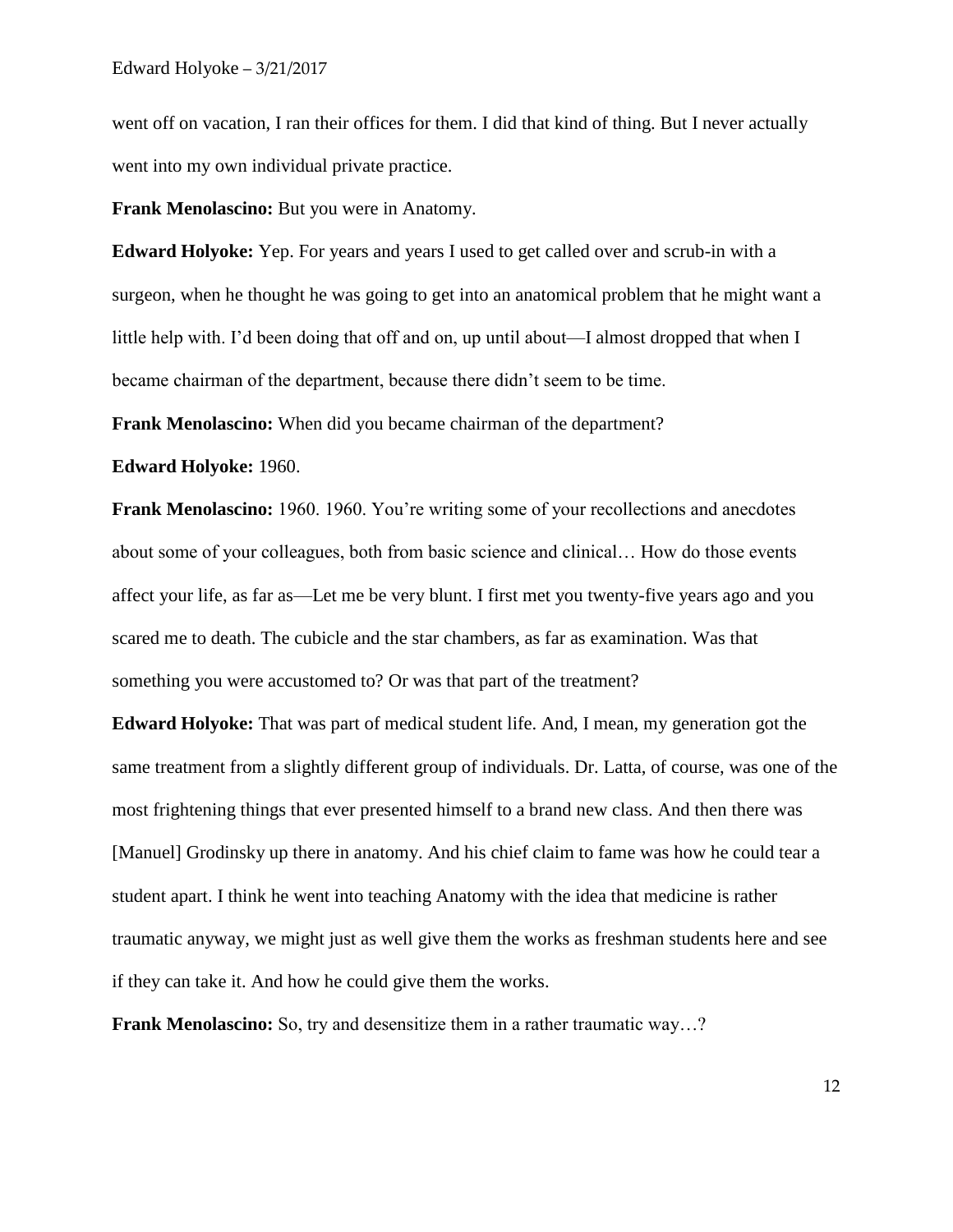went off on vacation, I ran their offices for them. I did that kind of thing. But I never actually went into my own individual private practice.

**Frank Menolascino:** But you were in Anatomy.

**Edward Holyoke:** Yep. For years and years I used to get called over and scrub-in with a surgeon, when he thought he was going to get into an anatomical problem that he might want a little help with. I'd been doing that off and on, up until about—I almost dropped that when I became chairman of the department, because there didn't seem to be time.

**Frank Menolascino:** When did you became chairman of the department?

**Edward Holyoke:** 1960.

**Frank Menolascino:** 1960. 1960. You're writing some of your recollections and anecdotes about some of your colleagues, both from basic science and clinical… How do those events affect your life, as far as—Let me be very blunt. I first met you twenty-five years ago and you scared me to death. The cubicle and the star chambers, as far as examination. Was that something you were accustomed to? Or was that part of the treatment?

**Edward Holyoke:** That was part of medical student life. And, I mean, my generation got the same treatment from a slightly different group of individuals. Dr. Latta, of course, was one of the most frightening things that ever presented himself to a brand new class. And then there was [Manuel] Grodinsky up there in anatomy. And his chief claim to fame was how he could tear a student apart. I think he went into teaching Anatomy with the idea that medicine is rather traumatic anyway, we might just as well give them the works as freshman students here and see if they can take it. And how he could give them the works.

**Frank Menolascino:** So, try and desensitize them in a rather traumatic way…?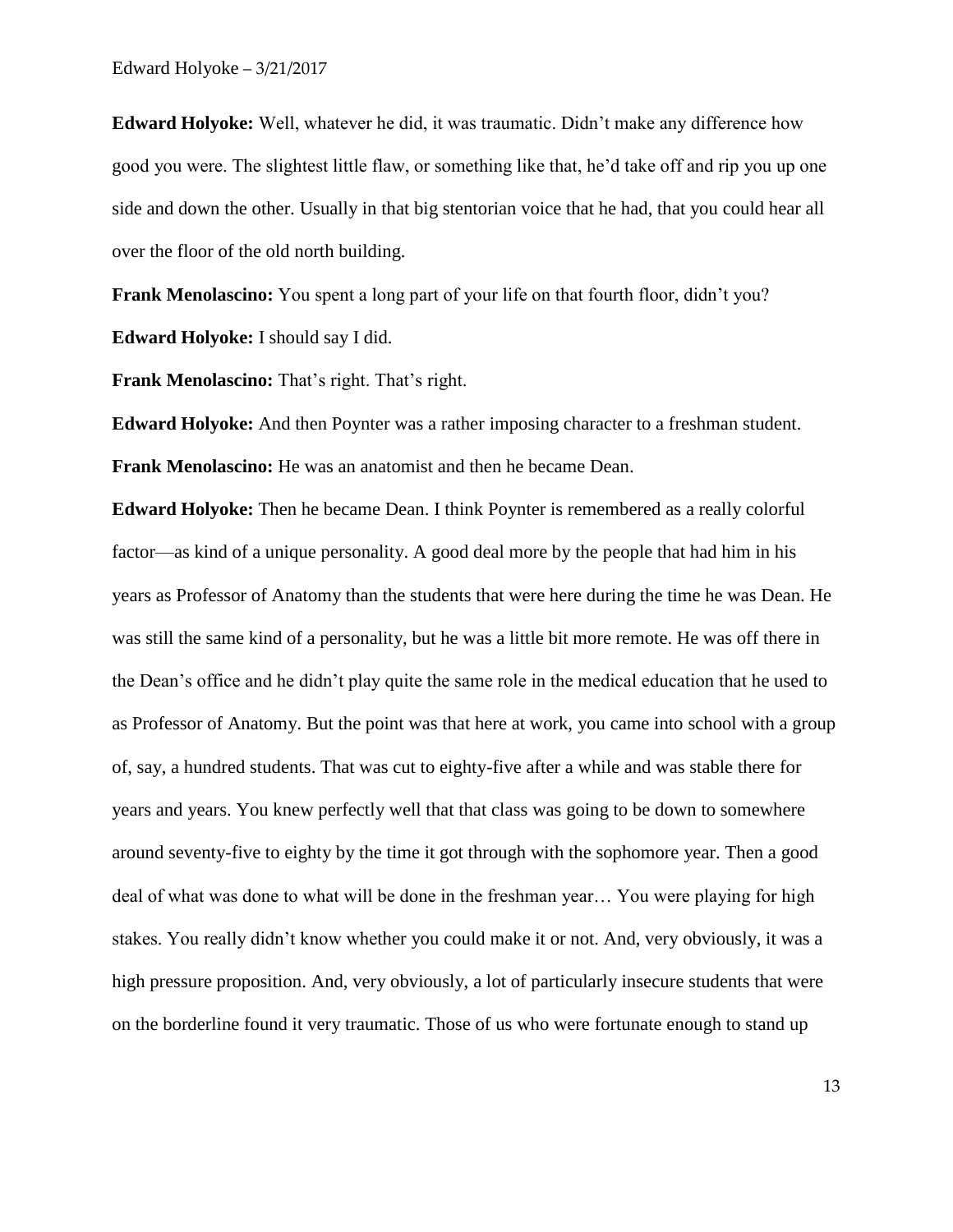**Edward Holyoke:** Well, whatever he did, it was traumatic. Didn't make any difference how good you were. The slightest little flaw, or something like that, he'd take off and rip you up one side and down the other. Usually in that big stentorian voice that he had, that you could hear all over the floor of the old north building.

**Frank Menolascino:** You spent a long part of your life on that fourth floor, didn't you?

**Edward Holyoke:** I should say I did.

**Frank Menolascino:** That's right. That's right.

**Edward Holyoke:** And then Poynter was a rather imposing character to a freshman student.

**Frank Menolascino:** He was an anatomist and then he became Dean.

**Edward Holyoke:** Then he became Dean. I think Poynter is remembered as a really colorful factor—as kind of a unique personality. A good deal more by the people that had him in his years as Professor of Anatomy than the students that were here during the time he was Dean. He was still the same kind of a personality, but he was a little bit more remote. He was off there in the Dean's office and he didn't play quite the same role in the medical education that he used to as Professor of Anatomy. But the point was that here at work, you came into school with a group of, say, a hundred students. That was cut to eighty-five after a while and was stable there for years and years. You knew perfectly well that that class was going to be down to somewhere around seventy-five to eighty by the time it got through with the sophomore year. Then a good deal of what was done to what will be done in the freshman year… You were playing for high stakes. You really didn't know whether you could make it or not. And, very obviously, it was a high pressure proposition. And, very obviously, a lot of particularly insecure students that were on the borderline found it very traumatic. Those of us who were fortunate enough to stand up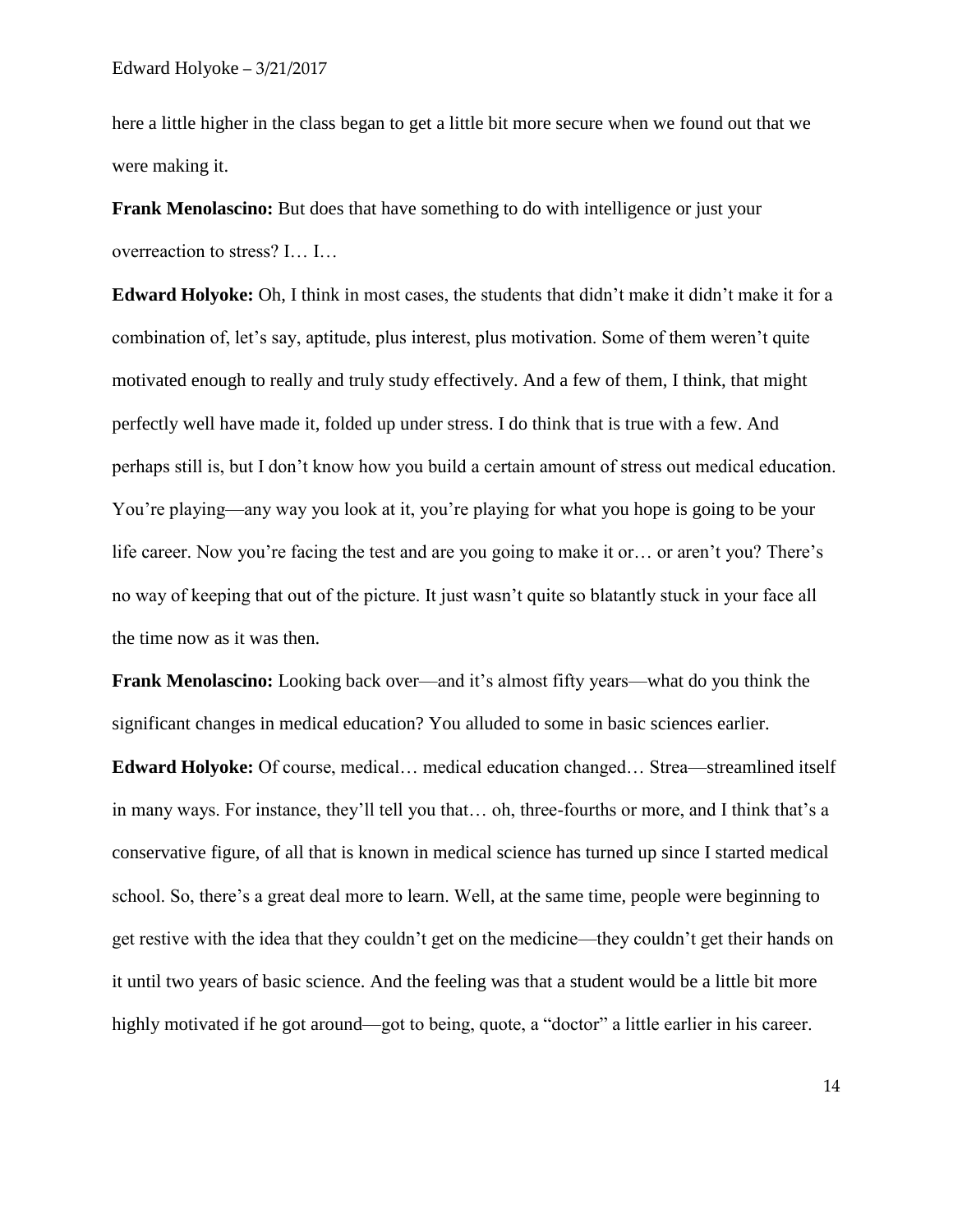here a little higher in the class began to get a little bit more secure when we found out that we were making it.

**Frank Menolascino:** But does that have something to do with intelligence or just your overreaction to stress? I… I…

**Edward Holyoke:** Oh, I think in most cases, the students that didn't make it didn't make it for a combination of, let's say, aptitude, plus interest, plus motivation. Some of them weren't quite motivated enough to really and truly study effectively. And a few of them, I think, that might perfectly well have made it, folded up under stress. I do think that is true with a few. And perhaps still is, but I don't know how you build a certain amount of stress out medical education. You're playing—any way you look at it, you're playing for what you hope is going to be your life career. Now you're facing the test and are you going to make it or… or aren't you? There's no way of keeping that out of the picture. It just wasn't quite so blatantly stuck in your face all the time now as it was then.

**Frank Menolascino:** Looking back over—and it's almost fifty years—what do you think the significant changes in medical education? You alluded to some in basic sciences earlier.

**Edward Holyoke:** Of course, medical… medical education changed… Strea—streamlined itself in many ways. For instance, they'll tell you that… oh, three-fourths or more, and I think that's a conservative figure, of all that is known in medical science has turned up since I started medical school. So, there's a great deal more to learn. Well, at the same time, people were beginning to get restive with the idea that they couldn't get on the medicine—they couldn't get their hands on it until two years of basic science. And the feeling was that a student would be a little bit more highly motivated if he got around—got to being, quote, a "doctor" a little earlier in his career.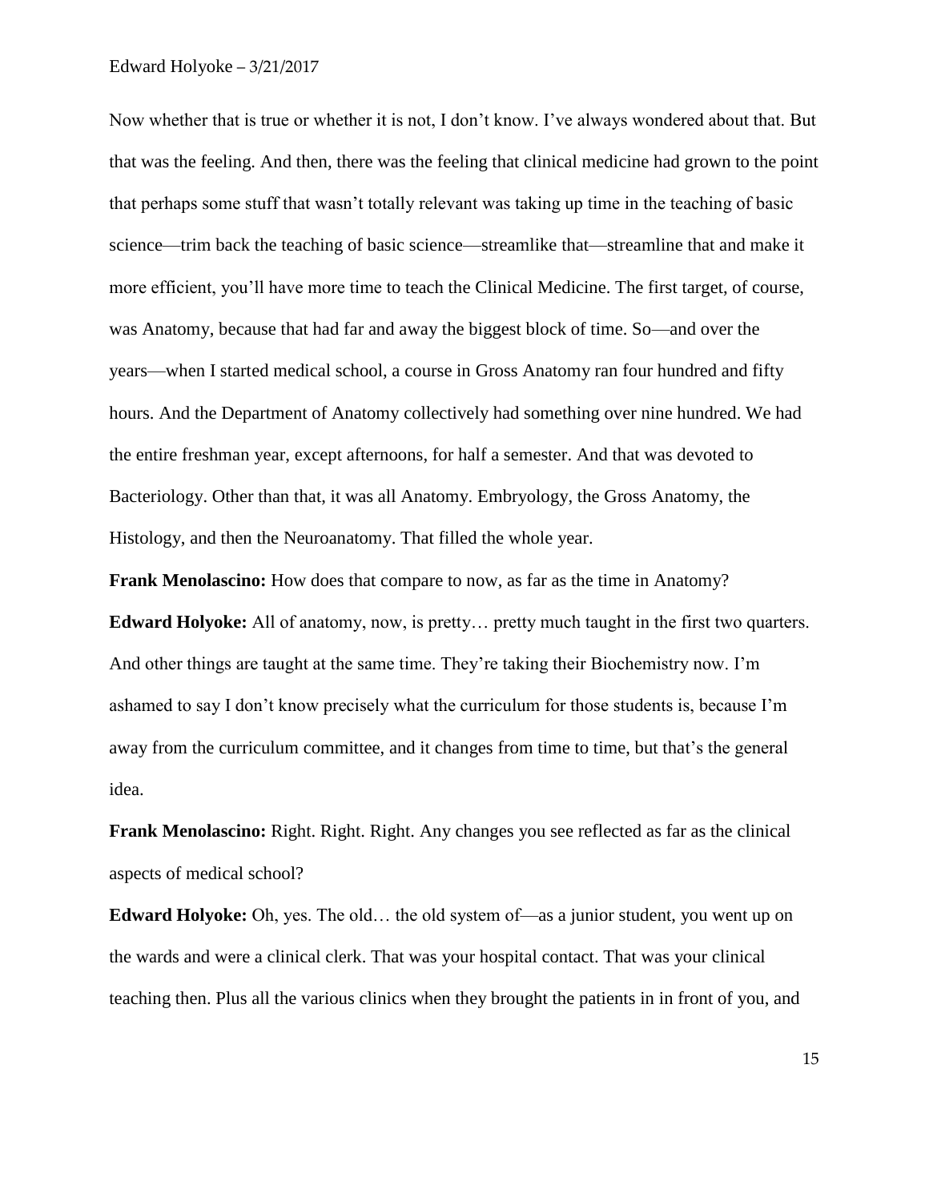Now whether that is true or whether it is not, I don't know. I've always wondered about that. But that was the feeling. And then, there was the feeling that clinical medicine had grown to the point that perhaps some stuff that wasn't totally relevant was taking up time in the teaching of basic science—trim back the teaching of basic science—streamlike that—streamline that and make it more efficient, you'll have more time to teach the Clinical Medicine. The first target, of course, was Anatomy, because that had far and away the biggest block of time. So—and over the years—when I started medical school, a course in Gross Anatomy ran four hundred and fifty hours. And the Department of Anatomy collectively had something over nine hundred. We had the entire freshman year, except afternoons, for half a semester. And that was devoted to Bacteriology. Other than that, it was all Anatomy. Embryology, the Gross Anatomy, the Histology, and then the Neuroanatomy. That filled the whole year.

**Frank Menolascino:** How does that compare to now, as far as the time in Anatomy?

**Edward Holyoke:** All of anatomy, now, is pretty… pretty much taught in the first two quarters. And other things are taught at the same time. They're taking their Biochemistry now. I'm ashamed to say I don't know precisely what the curriculum for those students is, because I'm away from the curriculum committee, and it changes from time to time, but that's the general idea.

**Frank Menolascino:** Right. Right. Right. Any changes you see reflected as far as the clinical aspects of medical school?

**Edward Holyoke:** Oh, yes. The old… the old system of—as a junior student, you went up on the wards and were a clinical clerk. That was your hospital contact. That was your clinical teaching then. Plus all the various clinics when they brought the patients in in front of you, and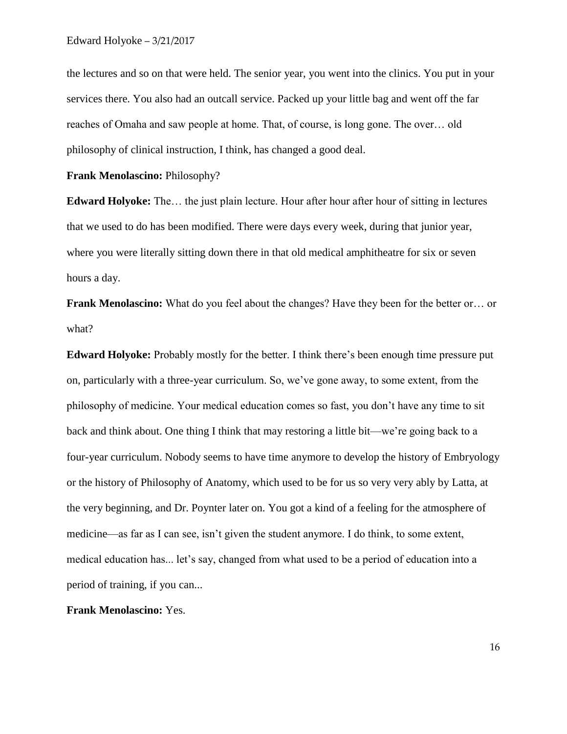the lectures and so on that were held. The senior year, you went into the clinics. You put in your services there. You also had an outcall service. Packed up your little bag and went off the far reaches of Omaha and saw people at home. That, of course, is long gone. The over… old philosophy of clinical instruction, I think, has changed a good deal.

**Frank Menolascino:** Philosophy?

**Edward Holyoke:** The… the just plain lecture. Hour after hour after hour of sitting in lectures that we used to do has been modified. There were days every week, during that junior year, where you were literally sitting down there in that old medical amphitheatre for six or seven hours a day.

**Frank Menolascino:** What do you feel about the changes? Have they been for the better or… or what?

**Edward Holyoke:** Probably mostly for the better. I think there's been enough time pressure put on, particularly with a three-year curriculum. So, we've gone away, to some extent, from the philosophy of medicine. Your medical education comes so fast, you don't have any time to sit back and think about. One thing I think that may restoring a little bit—we're going back to a four-year curriculum. Nobody seems to have time anymore to develop the history of Embryology or the history of Philosophy of Anatomy, which used to be for us so very very ably by Latta, at the very beginning, and Dr. Poynter later on. You got a kind of a feeling for the atmosphere of medicine—as far as I can see, isn't given the student anymore. I do think, to some extent, medical education has... let's say, changed from what used to be a period of education into a period of training, if you can...

**Frank Menolascino:** Yes.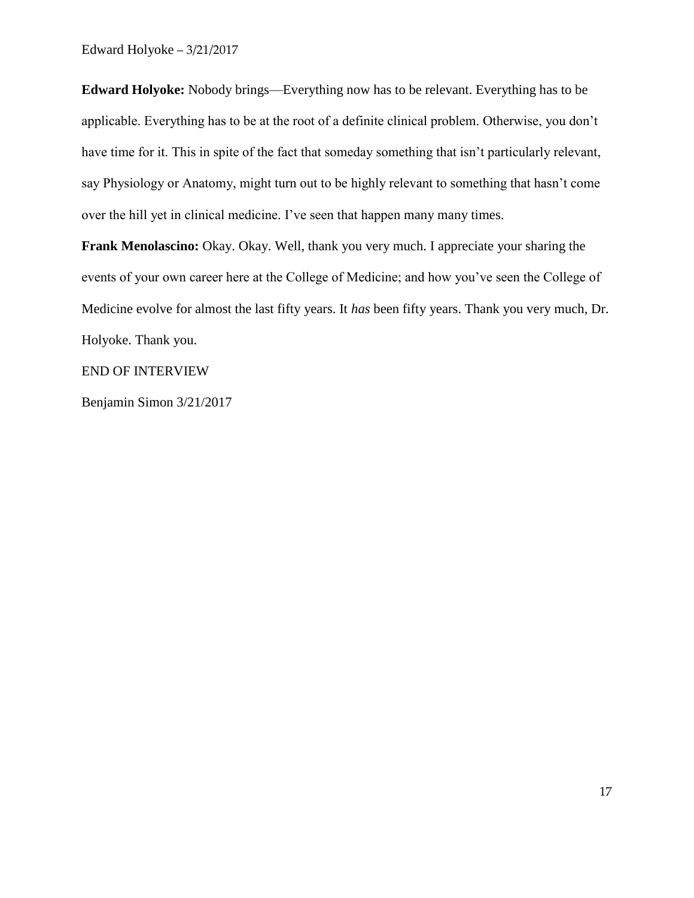**Edward Holyoke:** Nobody brings—Everything now has to be relevant. Everything has to be applicable. Everything has to be at the root of a definite clinical problem. Otherwise, you don't have time for it. This in spite of the fact that someday something that isn't particularly relevant, say Physiology or Anatomy, might turn out to be highly relevant to something that hasn't come over the hill yet in clinical medicine. I've seen that happen many many times.

**Frank Menolascino:** Okay. Okay. Well, thank you very much. I appreciate your sharing the events of your own career here at the College of Medicine; and how you've seen the College of Medicine evolve for almost the last fifty years. It *has* been fifty years. Thank you very much, Dr. Holyoke. Thank you.

END OF INTERVIEW

Benjamin Simon 3/21/2017